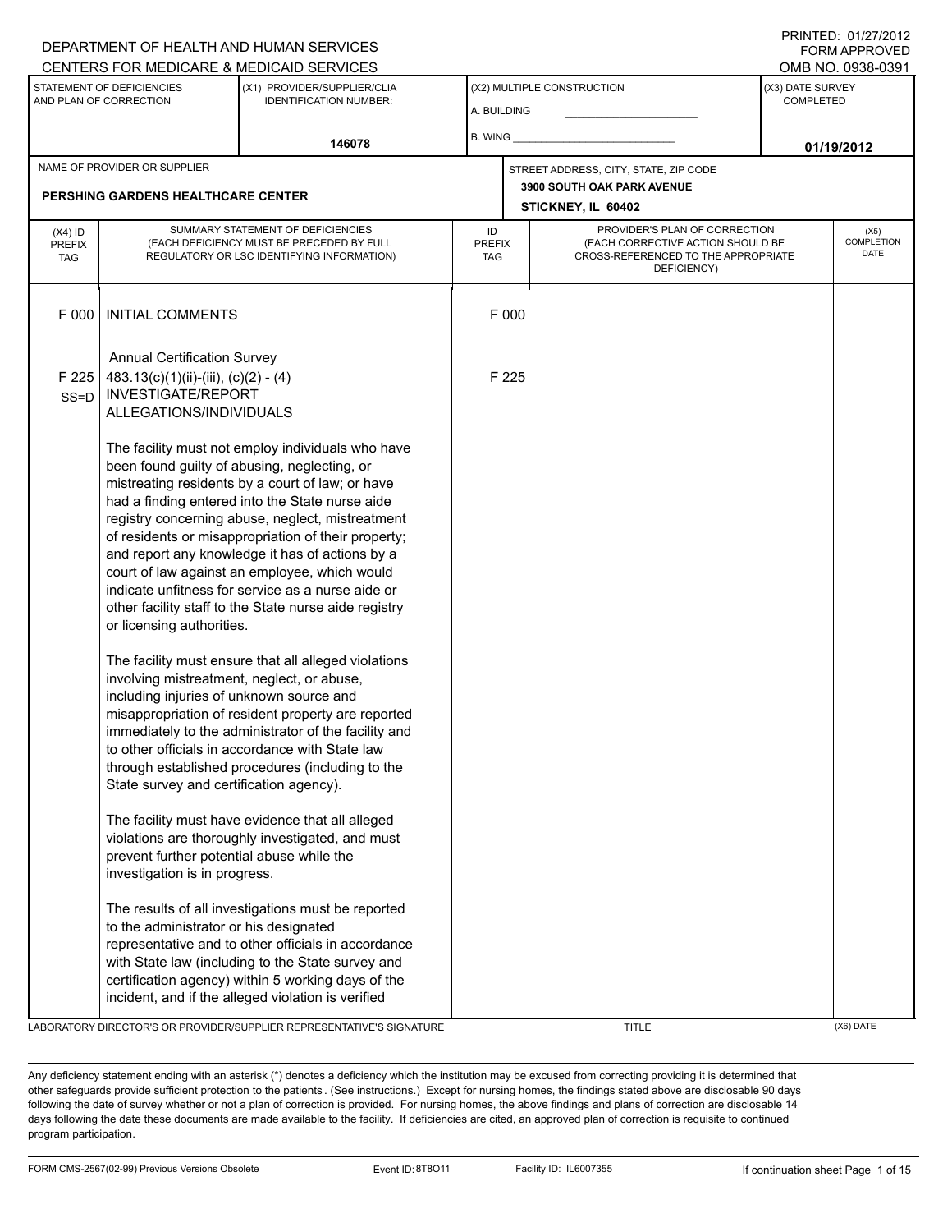DEPARTMENT OF HEALTH AND HUMAN SERVICES
CENTERS FOR MEDICARE & MEDICAID SERVICES

PRINTED: 01/27/2012
FORM APPROVED
OMB NO. 0938-0391

| STATEMENT OF DEFICIENCIES AND PLAN OF CORRECTION | (X1) PROVIDER/SUPPLIER/CLIA IDENTIFICATION NUMBER: | (X2) MULTIPLE CONSTRUCTION | (X3) DATE SURVEY COMPLETED |
|---|---|---|---|
| | 146078 | A. BUILDING _______ B. WING _______ | 01/19/2012 |

NAME OF PROVIDER OR SUPPLIER: **PERSHING GARDENS HEALTHCARE CENTER**

STREET ADDRESS, CITY, STATE, ZIP CODE: **3900 SOUTH OAK PARK AVENUE, STICKNEY, IL 60402**

| (X4) ID PREFIX TAG | SUMMARY STATEMENT OF DEFICIENCIES (EACH DEFICIENCY MUST BE PRECEDED BY FULL REGULATORY OR LSC IDENTIFYING INFORMATION) | ID PREFIX TAG | PROVIDER'S PLAN OF CORRECTION (EACH CORRECTIVE ACTION SHOULD BE CROSS-REFERENCED TO THE APPROPRIATE DEFICIENCY) | (X5) COMPLETION DATE |
|---|---|---|---|---|
| F 000 | INITIAL COMMENTS<br><br>Annual Certification Survey | F 000 | | |
| F 225 SS=D | 483.13(c)(1)(ii)-(iii), (c)(2) - (4) INVESTIGATE/REPORT ALLEGATIONS/INDIVIDUALS<br><br>The facility must not employ individuals who have been found guilty of abusing, neglecting, or mistreating residents by a court of law; or have had a finding entered into the State nurse aide registry concerning abuse, neglect, mistreatment of residents or misappropriation of their property; and report any knowledge it has of actions by a court of law against an employee, which would indicate unfitness for service as a nurse aide or other facility staff to the State nurse aide registry or licensing authorities.<br><br>The facility must ensure that all alleged violations involving mistreatment, neglect, or abuse, including injuries of unknown source and misappropriation of resident property are reported immediately to the administrator of the facility and to other officials in accordance with State law through established procedures (including to the State survey and certification agency).<br><br>The facility must have evidence that all alleged violations are thoroughly investigated, and must prevent further potential abuse while the investigation is in progress.<br><br>The results of all investigations must be reported to the administrator or his designated representative and to other officials in accordance with State law (including to the State survey and certification agency) within 5 working days of the incident, and if the alleged violation is verified | F 225 | | |

LABORATORY DIRECTOR'S OR PROVIDER/SUPPLIER REPRESENTATIVE'S SIGNATURE | TITLE | (X6) DATE

Any deficiency statement ending with an asterisk (*) denotes a deficiency which the institution may be excused from correcting providing it is determined that other safeguards provide sufficient protection to the patients. (See instructions.) Except for nursing homes, the findings stated above are disclosable 90 days following the date of survey whether or not a plan of correction is provided. For nursing homes, the above findings and plans of correction are disclosable 14 days following the date these documents are made available to the facility. If deficiencies are cited, an approved plan of correction is requisite to continued program participation.

FORM CMS-2567(02-99) Previous Versions Obsolete | Event ID: 8T8O11 | Facility ID: IL6007355 | If continuation sheet Page 1 of 15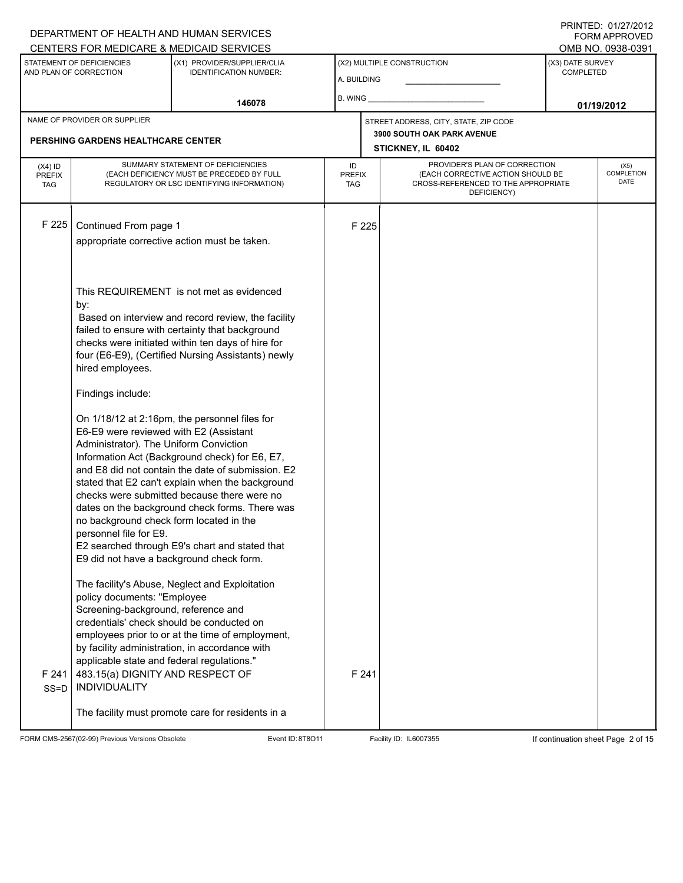DEPARTMENT OF HEALTH AND HUMAN SERVICES
CENTERS FOR MEDICARE & MEDICAID SERVICES

PRINTED: 01/27/2012
FORM APPROVED
OMB NO. 0938-0391

| STATEMENT OF DEFICIENCIES AND PLAN OF CORRECTION | (X1) PROVIDER/SUPPLIER/CLIA IDENTIFICATION NUMBER: | (X2) MULTIPLE CONSTRUCTION | (X3) DATE SURVEY COMPLETED |
|---|---|---|---|
| | 146078 | A. BUILDING<br>B. WING | 01/19/2012 |

NAME OF PROVIDER OR SUPPLIER: **PERSHING GARDENS HEALTHCARE CENTER**

STREET ADDRESS, CITY, STATE, ZIP CODE: **3900 SOUTH OAK PARK AVENUE, STICKNEY, IL 60402**

| (X4) ID PREFIX TAG | SUMMARY STATEMENT OF DEFICIENCIES (EACH DEFICIENCY MUST BE PRECEDED BY FULL REGULATORY OR LSC IDENTIFYING INFORMATION) | ID PREFIX TAG | PROVIDER'S PLAN OF CORRECTION (EACH CORRECTIVE ACTION SHOULD BE CROSS-REFERENCED TO THE APPROPRIATE DEFICIENCY) | (X5) COMPLETION DATE |
|---|---|---|---|---|
| F 225 | Continued From page 1<br>appropriate corrective action must be taken.<br><br>This REQUIREMENT is not met as evidenced by:<br>Based on interview and record review, the facility failed to ensure with certainty that background checks were initiated within ten days of hire for four (E6-E9), (Certified Nursing Assistants) newly hired employees.<br><br>Findings include:<br><br>On 1/18/12 at 2:16pm, the personnel files for E6-E9 were reviewed with E2 (Assistant Administrator). The Uniform Conviction Information Act (Background check) for E6, E7, and E8 did not contain the date of submission. E2 stated that E2 can't explain when the background checks were submitted because there were no dates on the background check forms. There was no background check form located in the personnel file for E9.<br>E2 searched through E9's chart and stated that E9 did not have a background check form.<br><br>The facility's Abuse, Neglect and Exploitation policy documents: "Employee Screening-background, reference and credentials' check should be conducted on employees prior to or at the time of employment, by facility administration, in accordance with applicable state and federal regulations." | F 225 | | |
| F 241 SS=D | 483.15(a) DIGNITY AND RESPECT OF INDIVIDUALITY<br><br>The facility must promote care for residents in a | F 241 | | |

FORM CMS-2567(02-99) Previous Versions Obsolete | Event ID: 8T8O11 | Facility ID: IL6007355 | If continuation sheet Page 2 of 15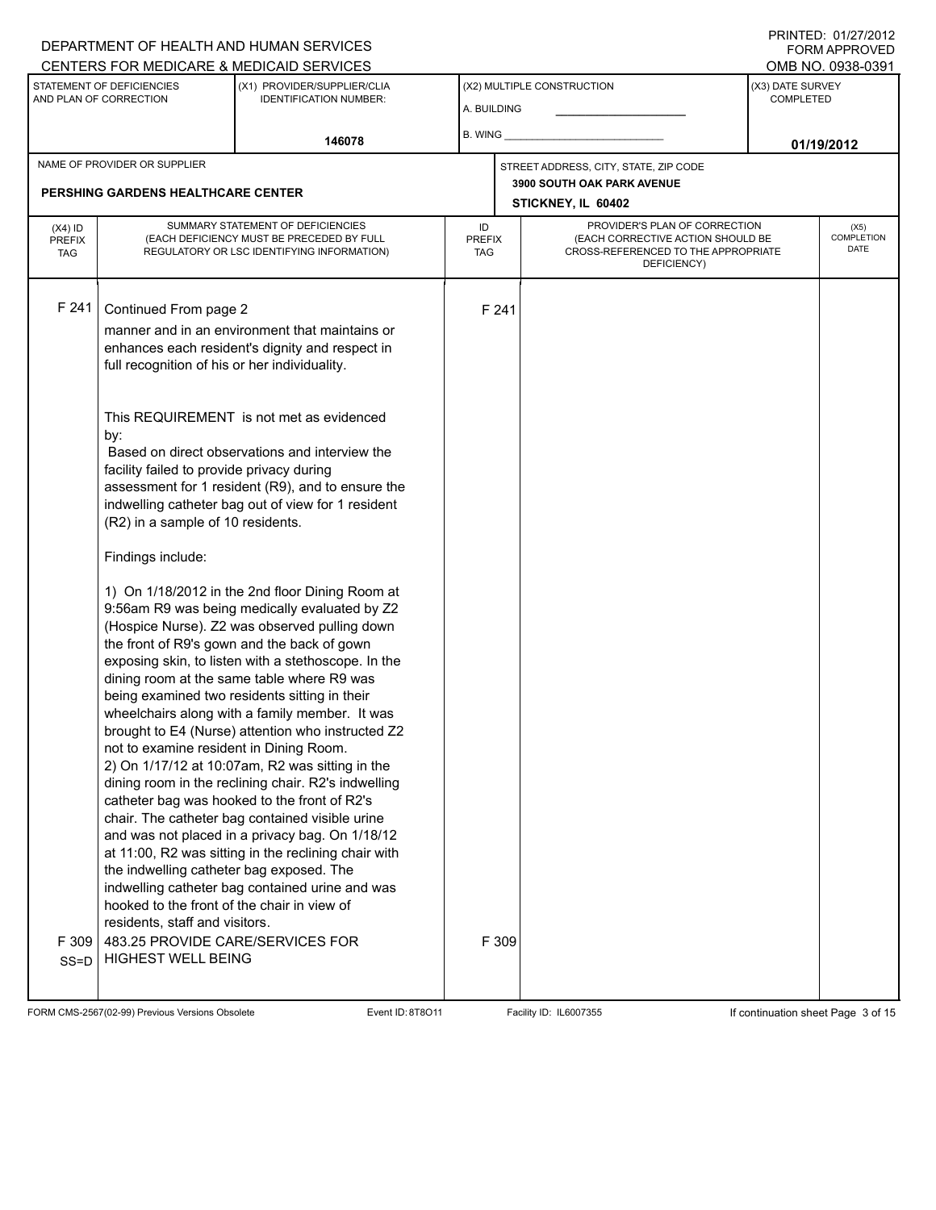DEPARTMENT OF HEALTH AND HUMAN SERVICES
CENTERS FOR MEDICARE & MEDICAID SERVICES

PRINTED: 01/27/2012
FORM APPROVED
OMB NO. 0938-0391

| STATEMENT OF DEFICIENCIES AND PLAN OF CORRECTION | (X1) PROVIDER/SUPPLIER/CLIA IDENTIFICATION NUMBER: | (X2) MULTIPLE CONSTRUCTION | (X3) DATE SURVEY COMPLETED |
|---|---|---|---|
| | 146078 | A. BUILDING ______ B. WING ______ | 01/19/2012 |

| NAME OF PROVIDER OR SUPPLIER | STREET ADDRESS, CITY, STATE, ZIP CODE |
|---|---|
| PERSHING GARDENS HEALTHCARE CENTER | 3900 SOUTH OAK PARK AVENUE STICKNEY, IL 60402 |

| (X4) ID PREFIX TAG | SUMMARY STATEMENT OF DEFICIENCIES (EACH DEFICIENCY MUST BE PRECEDED BY FULL REGULATORY OR LSC IDENTIFYING INFORMATION) | ID PREFIX TAG | PROVIDER'S PLAN OF CORRECTION (EACH CORRECTIVE ACTION SHOULD BE CROSS-REFERENCED TO THE APPROPRIATE DEFICIENCY) | (X5) COMPLETION DATE |
|---|---|---|---|---|
| F 241 | Continued From page 2<br>manner and in an environment that maintains or enhances each resident's dignity and respect in full recognition of his or her individuality.<br><br>This REQUIREMENT is not met as evidenced by:<br>Based on direct observations and interview the facility failed to provide privacy during assessment for 1 resident (R9), and to ensure the indwelling catheter bag out of view for 1 resident (R2) in a sample of 10 residents.<br><br>Findings include:<br><br>1) On 1/18/2012 in the 2nd floor Dining Room at 9:56am R9 was being medically evaluated by Z2 (Hospice Nurse). Z2 was observed pulling down the front of R9's gown and the back of gown exposing skin, to listen with a stethoscope. In the dining room at the same table where R9 was being examined two residents sitting in their wheelchairs along with a family member. It was brought to E4 (Nurse) attention who instructed Z2 not to examine resident in Dining Room.<br>2) On 1/17/12 at 10:07am, R2 was sitting in the dining room in the reclining chair. R2's indwelling catheter bag was hooked to the front of R2's chair. The catheter bag contained visible urine and was not placed in a privacy bag. On 1/18/12 at 11:00, R2 was sitting in the reclining chair with the indwelling catheter bag exposed. The indwelling catheter bag contained urine and was hooked to the front of the chair in view of residents, staff and visitors. | F 241 | | |
| F 309 SS=D | 483.25 PROVIDE CARE/SERVICES FOR HIGHEST WELL BEING | F 309 | | |

FORM CMS-2567(02-99) Previous Versions Obsolete Event ID: 8T8O11 Facility ID: IL6007355 If continuation sheet Page 3 of 15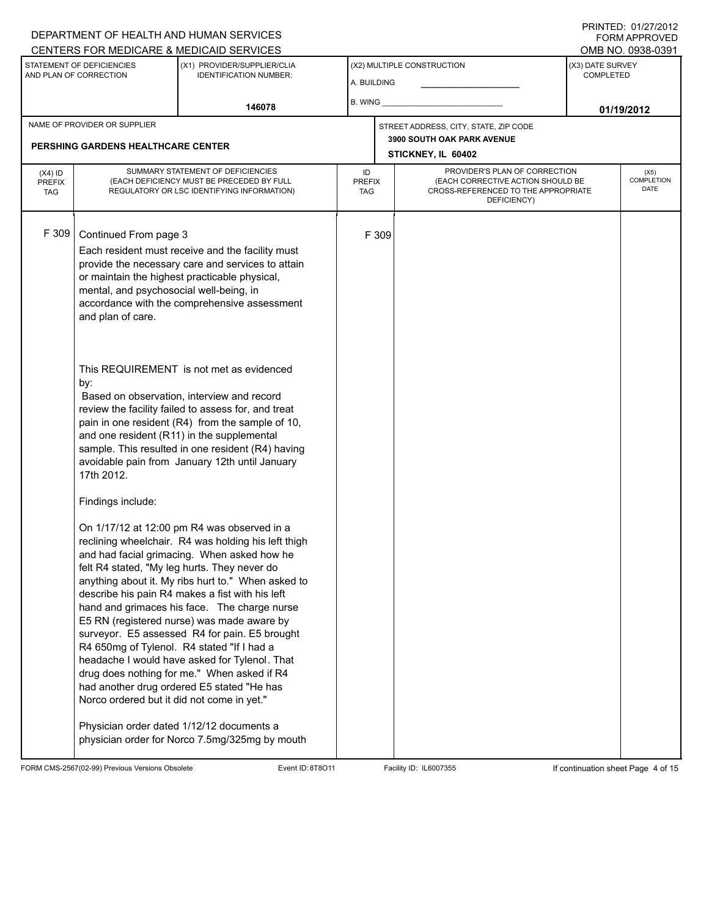DEPARTMENT OF HEALTH AND HUMAN SERVICES
CENTERS FOR MEDICARE & MEDICAID SERVICES

PRINTED: 01/27/2012
FORM APPROVED
OMB NO. 0938-0391

| STATEMENT OF DEFICIENCIES AND PLAN OF CORRECTION | (X1) PROVIDER/SUPPLIER/CLIA IDENTIFICATION NUMBER: | (X2) MULTIPLE CONSTRUCTION | (X3) DATE SURVEY COMPLETED |
|---|---|---|---|
| | 146078 | A. BUILDING<br>B. WING | 01/19/2012 |

NAME OF PROVIDER OR SUPPLIER: **PERSHING GARDENS HEALTHCARE CENTER**

STREET ADDRESS, CITY, STATE, ZIP CODE: **3900 SOUTH OAK PARK AVENUE, STICKNEY, IL 60402**

| (X4) ID PREFIX TAG | SUMMARY STATEMENT OF DEFICIENCIES (EACH DEFICIENCY MUST BE PRECEDED BY FULL REGULATORY OR LSC IDENTIFYING INFORMATION) | ID PREFIX TAG | PROVIDER'S PLAN OF CORRECTION (EACH CORRECTIVE ACTION SHOULD BE CROSS-REFERENCED TO THE APPROPRIATE DEFICIENCY) | (X5) COMPLETION DATE |
|---|---|---|---|---|
| F 309 | Continued From page 3 | F 309 | | |

Each resident must receive and the facility must provide the necessary care and services to attain or maintain the highest practicable physical, mental, and psychosocial well-being, in accordance with the comprehensive assessment and plan of care.

This REQUIREMENT is not met as evidenced by:

Based on observation, interview and record review the facility failed to assess for, and treat pain in one resident (R4) from the sample of 10, and one resident (R11) in the supplemental sample. This resulted in one resident (R4) having avoidable pain from January 12th until January 17th 2012.

Findings include:

On 1/17/12 at 12:00 pm R4 was observed in a reclining wheelchair. R4 was holding his left thigh and had facial grimacing. When asked how he felt R4 stated, "My leg hurts. They never do anything about it. My ribs hurt to." When asked to describe his pain R4 makes a fist with his left hand and grimaces his face. The charge nurse E5 RN (registered nurse) was made aware by surveyor. E5 assessed R4 for pain. E5 brought R4 650mg of Tylenol. R4 stated "If I had a headache I would have asked for Tylenol. That drug does nothing for me." When asked if R4 had another drug ordered E5 stated "He has Norco ordered but it did not come in yet."

Physician order dated 1/12/12 documents a physician order for Norco 7.5mg/325mg by mouth

FORM CMS-2567(02-99) Previous Versions Obsolete | Event ID: 8T8O11 | Facility ID: IL6007355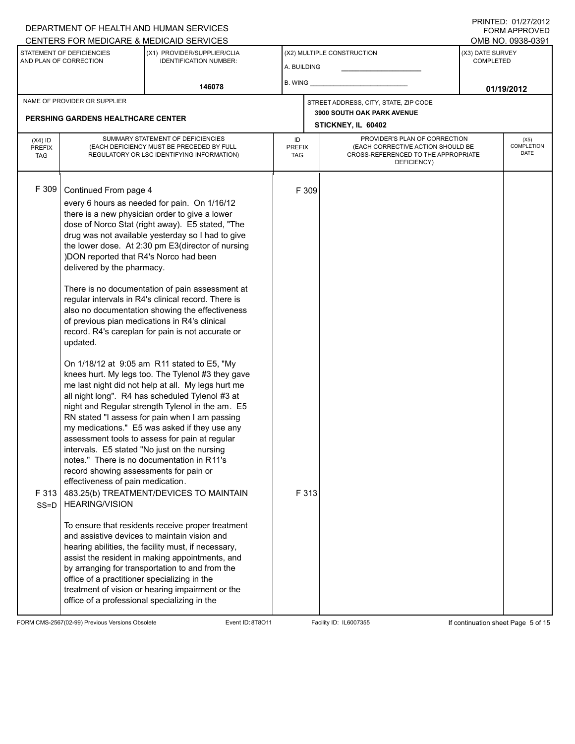DEPARTMENT OF HEALTH AND HUMAN SERVICES
CENTERS FOR MEDICARE & MEDICAID SERVICES

PRINTED: 01/27/2012
FORM APPROVED
OMB NO. 0938-0391

| STATEMENT OF DEFICIENCIES AND PLAN OF CORRECTION | (X1) PROVIDER/SUPPLIER/CLIA IDENTIFICATION NUMBER: | (X2) MULTIPLE CONSTRUCTION | (X3) DATE SURVEY COMPLETED |
|---|---|---|---|
| | 146078 | A. BUILDING<br>B. WING | 01/19/2012 |

NAME OF PROVIDER OR SUPPLIER: **PERSHING GARDENS HEALTHCARE CENTER**

STREET ADDRESS, CITY, STATE, ZIP CODE: **3900 SOUTH OAK PARK AVENUE, STICKNEY, IL 60402**

| (X4) ID PREFIX TAG | SUMMARY STATEMENT OF DEFICIENCIES (EACH DEFICIENCY MUST BE PRECEDED BY FULL REGULATORY OR LSC IDENTIFYING INFORMATION) | ID PREFIX TAG | PROVIDER'S PLAN OF CORRECTION (EACH CORRECTIVE ACTION SHOULD BE CROSS-REFERENCED TO THE APPROPRIATE DEFICIENCY) | (X5) COMPLETION DATE |
|---|---|---|---|---|
| F 309 | Continued From page 4<br>every 6 hours as needed for pain. On 1/16/12 there is a new physician order to give a lower dose of Norco Stat (right away). E5 stated, "The drug was not available yesterday so I had to give the lower dose. At 2:30 pm E3(director of nursing )DON reported that R4's Norco had been delivered by the pharmacy.<br><br>There is no documentation of pain assessment at regular intervals in R4's clinical record. There is also no documentation showing the effectiveness of previous pian medications in R4's clinical record. R4's careplan for pain is not accurate or updated.<br><br>On 1/18/12 at 9:05 am R11 stated to E5, "My knees hurt. My legs too. The Tylenol #3 they gave me last night did not help at all. My legs hurt me all night long". R4 has scheduled Tylenol #3 at night and Regular strength Tylenol in the am. E5 RN stated "I assess for pain when I am passing my medications." E5 was asked if they use any assessment tools to assess for pain at regular intervals. E5 stated "No just on the nursing notes." There is no documentation in R11's record showing assessments for pain or effectiveness of pain medication. | F 309 | | |
| F 313<br>SS=D | 483.25(b) TREATMENT/DEVICES TO MAINTAIN HEARING/VISION<br><br>To ensure that residents receive proper treatment and assistive devices to maintain vision and hearing abilities, the facility must, if necessary, assist the resident in making appointments, and by arranging for transportation to and from the office of a practitioner specializing in the treatment of vision or hearing impairment or the office of a professional specializing in the | F 313 | | |

FORM CMS-2567(02-99) Previous Versions Obsolete    Event ID: 8T8O11    Facility ID: IL6007355    If continuation sheet Page 5 of 15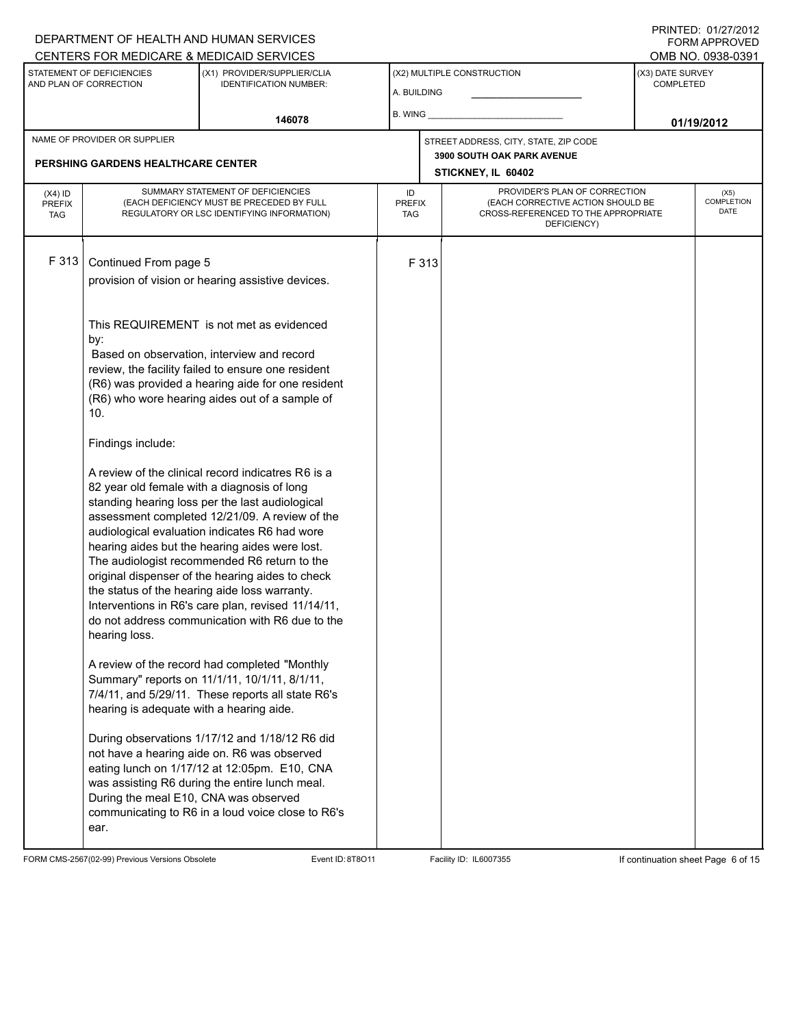DEPARTMENT OF HEALTH AND HUMAN SERVICES
CENTERS FOR MEDICARE & MEDICAID SERVICES

PRINTED: 01/27/2012
FORM APPROVED
OMB NO. 0938-0391

| STATEMENT OF DEFICIENCIES AND PLAN OF CORRECTION | (X1) PROVIDER/SUPPLIER/CLIA IDENTIFICATION NUMBER: | (X2) MULTIPLE CONSTRUCTION | (X3) DATE SURVEY COMPLETED |
|---|---|---|---|
| | 146078 | A. BUILDING<br>B. WING | 01/19/2012 |

NAME OF PROVIDER OR SUPPLIER: PERSHING GARDENS HEALTHCARE CENTER

STREET ADDRESS, CITY, STATE, ZIP CODE: 3900 SOUTH OAK PARK AVENUE, STICKNEY, IL 60402

| (X4) ID PREFIX TAG | SUMMARY STATEMENT OF DEFICIENCIES (EACH DEFICIENCY MUST BE PRECEDED BY FULL REGULATORY OR LSC IDENTIFYING INFORMATION) | ID PREFIX TAG | PROVIDER'S PLAN OF CORRECTION (EACH CORRECTIVE ACTION SHOULD BE CROSS-REFERENCED TO THE APPROPRIATE DEFICIENCY) | (X5) COMPLETION DATE |
|---|---|---|---|---|
| F 313 | Continued From page 5 | F 313 | | |

provision of vision or hearing assistive devices.

This REQUIREMENT is not met as evidenced by:
Based on observation, interview and record review, the facility failed to ensure one resident (R6) was provided a hearing aide for one resident (R6) who wore hearing aides out of a sample of 10.

Findings include:

A review of the clinical record indicatres R6 is a 82 year old female with a diagnosis of long standing hearing loss per the last audiological assessment completed 12/21/09. A review of the audiological evaluation indicates R6 had wore hearing aides but the hearing aides were lost. The audiologist recommended R6 return to the original dispenser of the hearing aides to check the status of the hearing aide loss warranty. Interventions in R6's care plan, revised 11/14/11, do not address communication with R6 due to the hearing loss.

A review of the record had completed "Monthly Summary" reports on 11/1/11, 10/1/11, 8/1/11, 7/4/11, and 5/29/11. These reports all state R6's hearing is adequate with a hearing aide.

During observations 1/17/12 and 1/18/12 R6 did not have a hearing aide on. R6 was observed eating lunch on 1/17/12 at 12:05pm. E10, CNA was assisting R6 during the entire lunch meal. During the meal E10, CNA was observed communicating to R6 in a loud voice close to R6's ear.

FORM CMS-2567(02-99) Previous Versions Obsolete Event ID: 8T8O11 Facility ID: IL6007355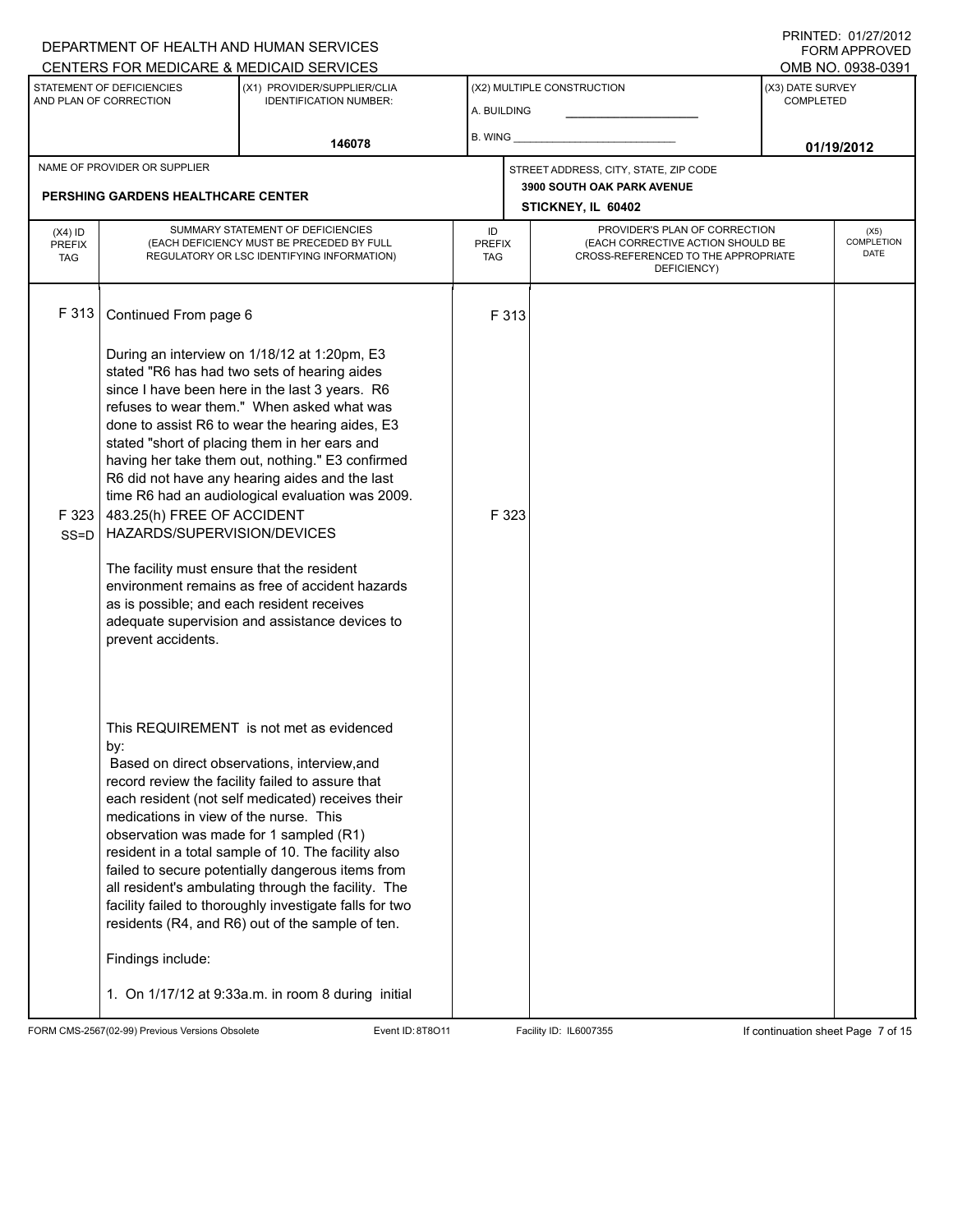DEPARTMENT OF HEALTH AND HUMAN SERVICES
CENTERS FOR MEDICARE & MEDICAID SERVICES

PRINTED: 01/27/2012
FORM APPROVED
OMB NO. 0938-0391

| STATEMENT OF DEFICIENCIES AND PLAN OF CORRECTION | (X1) PROVIDER/SUPPLIER/CLIA IDENTIFICATION NUMBER: | (X2) MULTIPLE CONSTRUCTION | (X3) DATE SURVEY COMPLETED |
|---|---|---|---|
| | 146078 | A. BUILDING<br>B. WING | 01/19/2012 |

| NAME OF PROVIDER OR SUPPLIER | STREET ADDRESS, CITY, STATE, ZIP CODE |
|---|---|
| PERSHING GARDENS HEALTHCARE CENTER | 3900 SOUTH OAK PARK AVENUE<br>STICKNEY, IL 60402 |

| (X4) ID PREFIX TAG | SUMMARY STATEMENT OF DEFICIENCIES (EACH DEFICIENCY MUST BE PRECEDED BY FULL REGULATORY OR LSC IDENTIFYING INFORMATION) | ID PREFIX TAG | PROVIDER'S PLAN OF CORRECTION (EACH CORRECTIVE ACTION SHOULD BE CROSS-REFERENCED TO THE APPROPRIATE DEFICIENCY) | (X5) COMPLETION DATE |
|---|---|---|---|---|
| F 313 | Continued From page 6<br><br>During an interview on 1/18/12 at 1:20pm, E3 stated "R6 has had two sets of hearing aides since I have been here in the last 3 years. R6 refuses to wear them." When asked what was done to assist R6 to wear the hearing aides, E3 stated "short of placing them in her ears and having her take them out, nothing." E3 confirmed R6 did not have any hearing aides and the last time R6 had an audiological evaluation was 2009. | F 313 | | |
| F 323<br>SS=D | 483.25(h) FREE OF ACCIDENT HAZARDS/SUPERVISION/DEVICES<br><br>The facility must ensure that the resident environment remains as free of accident hazards as is possible; and each resident receives adequate supervision and assistance devices to prevent accidents.<br><br>This REQUIREMENT is not met as evidenced by:<br>Based on direct observations, interview,and record review the facility failed to assure that each resident (not self medicated) receives their medications in view of the nurse. This observation was made for 1 sampled (R1) resident in a total sample of 10. The facility also failed to secure potentially dangerous items from all resident's ambulating through the facility. The facility failed to thoroughly investigate falls for two residents (R4, and R6) out of the sample of ten.<br><br>Findings include:<br><br>1. On 1/17/12 at 9:33a.m. in room 8 during initial | F 323 | | |

FORM CMS-2567(02-99) Previous Versions Obsolete | Event ID: 8T8O11 | Facility ID: IL6007355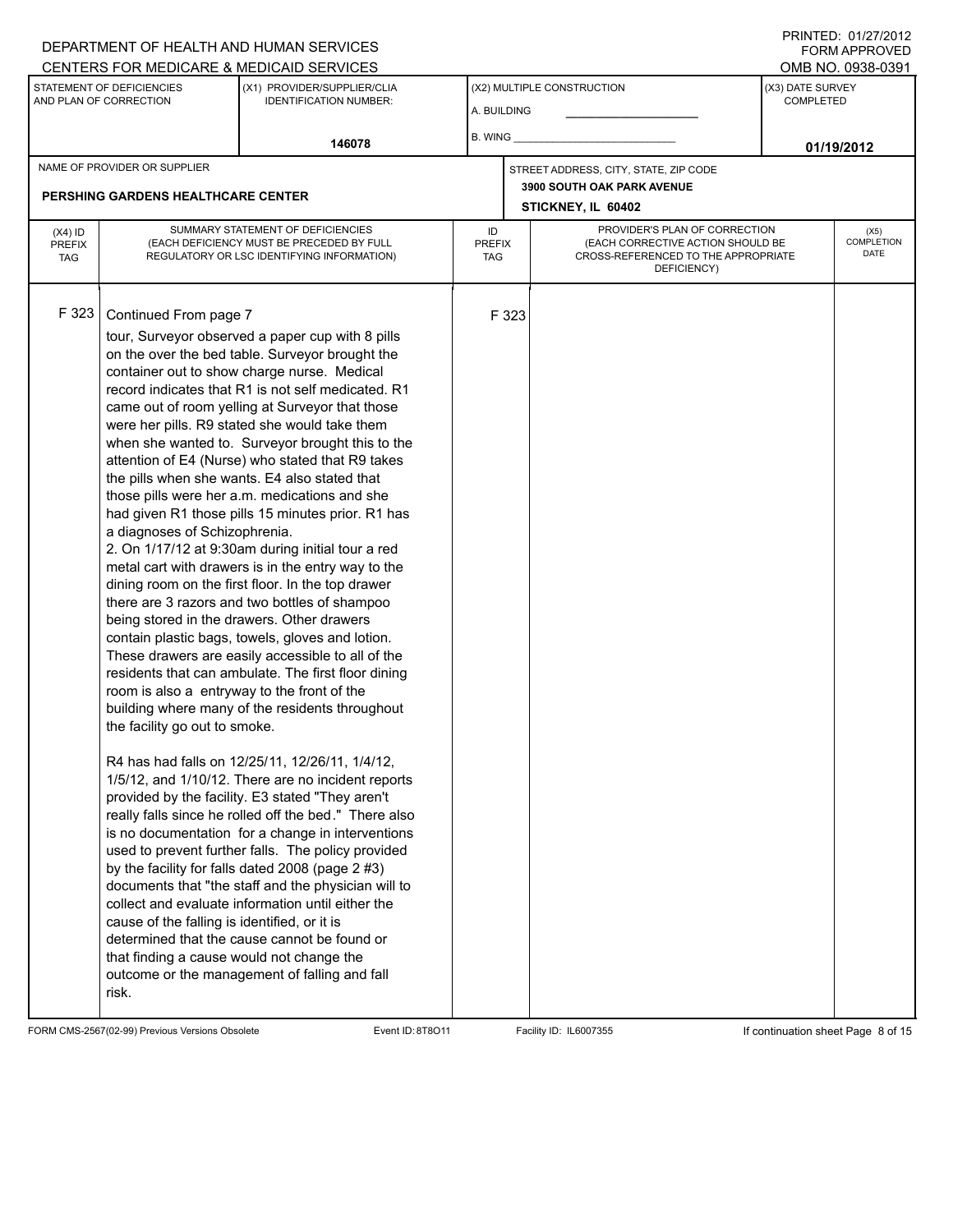DEPARTMENT OF HEALTH AND HUMAN SERVICES
CENTERS FOR MEDICARE & MEDICAID SERVICES

PRINTED: 01/27/2012
FORM APPROVED
OMB NO. 0938-0391

| STATEMENT OF DEFICIENCIES AND PLAN OF CORRECTION | (X1) PROVIDER/SUPPLIER/CLIA IDENTIFICATION NUMBER: | (X2) MULTIPLE CONSTRUCTION | (X3) DATE SURVEY COMPLETED |
|---|---|---|---|
| | 146078 | A. BUILDING<br>B. WING | 01/19/2012 |

NAME OF PROVIDER OR SUPPLIER: **PERSHING GARDENS HEALTHCARE CENTER**

STREET ADDRESS, CITY, STATE, ZIP CODE: **3900 SOUTH OAK PARK AVENUE, STICKNEY, IL 60402**

| (X4) ID PREFIX TAG | SUMMARY STATEMENT OF DEFICIENCIES (EACH DEFICIENCY MUST BE PRECEDED BY FULL REGULATORY OR LSC IDENTIFYING INFORMATION) | ID PREFIX TAG | PROVIDER'S PLAN OF CORRECTION (EACH CORRECTIVE ACTION SHOULD BE CROSS-REFERENCED TO THE APPROPRIATE DEFICIENCY) | (X5) COMPLETION DATE |
|---|---|---|---|---|
| F 323 | Continued From page 7<br>tour, Surveyor observed a paper cup with 8 pills on the over the bed table. Surveyor brought the container out to show charge nurse. Medical record indicates that R1 is not self medicated. R1 came out of room yelling at Surveyor that those were her pills. R9 stated she would take them when she wanted to. Surveyor brought this to the attention of E4 (Nurse) who stated that R9 takes the pills when she wants. E4 also stated that those pills were her a.m. medications and she had given R1 those pills 15 minutes prior. R1 has a diagnoses of Schizophrenia.<br>2. On 1/17/12 at 9:30am during initial tour a red metal cart with drawers is in the entry way to the dining room on the first floor. In the top drawer there are 3 razors and two bottles of shampoo being stored in the drawers. Other drawers contain plastic bags, towels, gloves and lotion. These drawers are easily accessible to all of the residents that can ambulate. The first floor dining room is also a entryway to the front of the building where many of the residents throughout the facility go out to smoke.<br><br>R4 has had falls on 12/25/11, 12/26/11, 1/4/12, 1/5/12, and 1/10/12. There are no incident reports provided by the facility. E3 stated "They aren't really falls since he rolled off the bed." There also is no documentation for a change in interventions used to prevent further falls. The policy provided by the facility for falls dated 2008 (page 2 #3) documents that "the staff and the physician will to collect and evaluate information until either the cause of the falling is identified, or it is determined that the cause cannot be found or that finding a cause would not change the outcome or the management of falling and fall risk. | F 323 | | |

FORM CMS-2567(02-99) Previous Versions Obsolete | Event ID: 8T8O11 | Facility ID: IL6007355 | If continuation sheet Page 8 of 15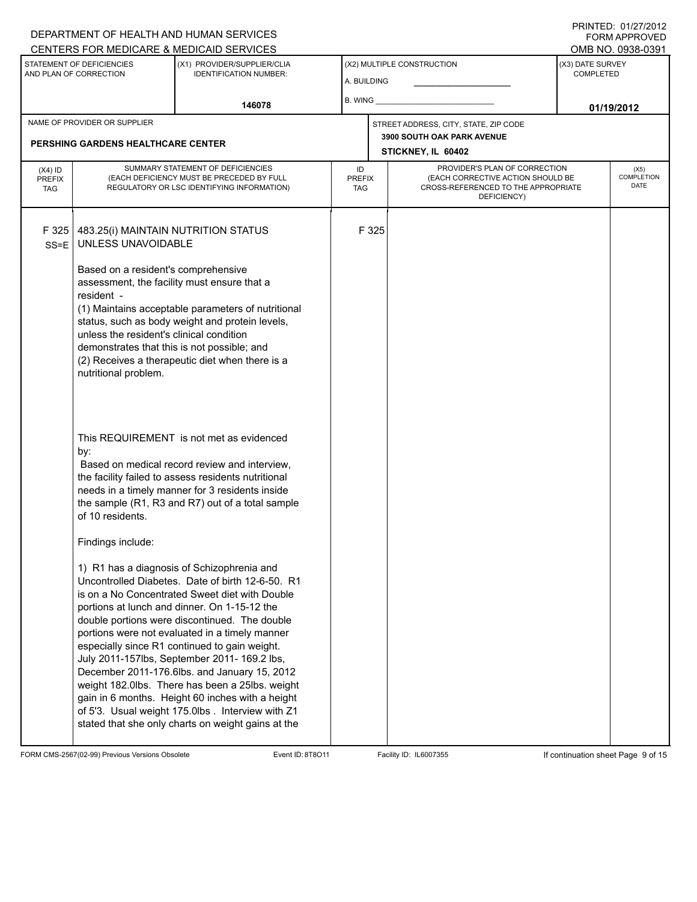DEPARTMENT OF HEALTH AND HUMAN SERVICES
CENTERS FOR MEDICARE & MEDICAID SERVICES

PRINTED: 01/27/2012
FORM APPROVED
OMB NO. 0938-0391

| STATEMENT OF DEFICIENCIES AND PLAN OF CORRECTION | (X1) PROVIDER/SUPPLIER/CLIA IDENTIFICATION NUMBER: | (X2) MULTIPLE CONSTRUCTION | (X3) DATE SURVEY COMPLETED |
|---|---|---|---|
| | 146078 | A. BUILDING<br>B. WING | 01/19/2012 |

| NAME OF PROVIDER OR SUPPLIER | STREET ADDRESS, CITY, STATE, ZIP CODE |
|---|---|
| PERSHING GARDENS HEALTHCARE CENTER | 3900 SOUTH OAK PARK AVENUE<br>STICKNEY, IL 60402 |

| (X4) ID PREFIX TAG | SUMMARY STATEMENT OF DEFICIENCIES (EACH DEFICIENCY MUST BE PRECEDED BY FULL REGULATORY OR LSC IDENTIFYING INFORMATION) | ID PREFIX TAG | PROVIDER'S PLAN OF CORRECTION (EACH CORRECTIVE ACTION SHOULD BE CROSS-REFERENCED TO THE APPROPRIATE DEFICIENCY) | (X5) COMPLETION DATE |
|---|---|---|---|---|
| F 325 SS=E | 483.25(i) MAINTAIN NUTRITION STATUS UNLESS UNAVOIDABLE<br><br>Based on a resident's comprehensive assessment, the facility must ensure that a resident -<br>(1) Maintains acceptable parameters of nutritional status, such as body weight and protein levels, unless the resident's clinical condition demonstrates that this is not possible; and<br>(2) Receives a therapeutic diet when there is a nutritional problem.<br><br>This REQUIREMENT is not met as evidenced by:<br>Based on medical record review and interview, the facility failed to assess residents nutritional needs in a timely manner for 3 residents inside the sample (R1, R3 and R7) out of a total sample of 10 residents.<br><br>Findings include:<br><br>1) R1 has a diagnosis of Schizophrenia and Uncontrolled Diabetes. Date of birth 12-6-50. R1 is on a No Concentrated Sweet diet with Double portions at lunch and dinner. On 1-15-12 the double portions were discontinued. The double portions were not evaluated in a timely manner especially since R1 continued to gain weight. July 2011-157lbs, September 2011- 169.2 lbs, December 2011-176.6lbs. and January 15, 2012 weight 182.0lbs. There has been a 25lbs. weight gain in 6 months. Height 60 inches with a height of 5'3. Usual weight 175.0lbs . Interview with Z1 stated that she only charts on weight gains at the | F 325 | | |

FORM CMS-2567(02-99) Previous Versions Obsolete Event ID: 8T8O11 Facility ID: IL6007355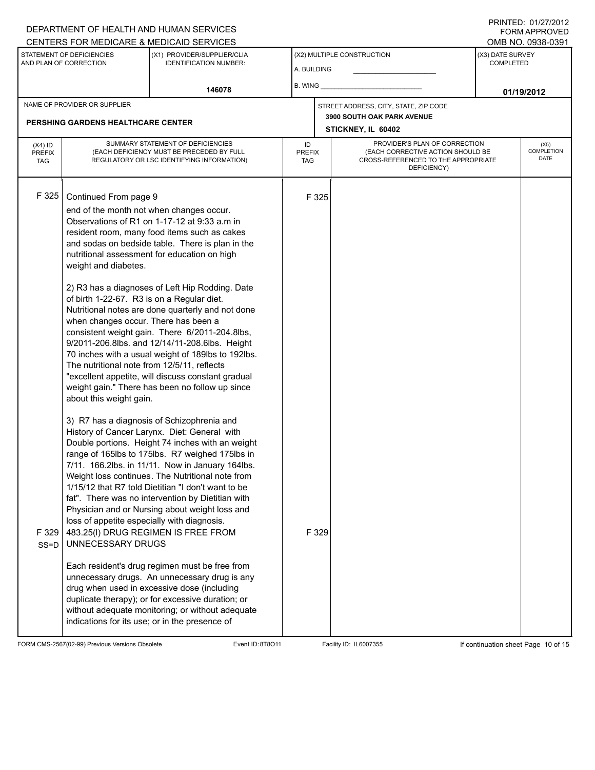DEPARTMENT OF HEALTH AND HUMAN SERVICES
CENTERS FOR MEDICARE & MEDICAID SERVICES

PRINTED: 01/27/2012
FORM APPROVED
OMB NO. 0938-0391

| STATEMENT OF DEFICIENCIES AND PLAN OF CORRECTION | (X1) PROVIDER/SUPPLIER/CLIA IDENTIFICATION NUMBER: | (X2) MULTIPLE CONSTRUCTION | (X3) DATE SURVEY COMPLETED |
|---|---|---|---|
| | 146078 | A. BUILDING<br>B. WING | 01/19/2012 |

NAME OF PROVIDER OR SUPPLIER: **PERSHING GARDENS HEALTHCARE CENTER**

STREET ADDRESS, CITY, STATE, ZIP CODE: **3900 SOUTH OAK PARK AVENUE, STICKNEY, IL 60402**

| (X4) ID PREFIX TAG | SUMMARY STATEMENT OF DEFICIENCIES (EACH DEFICIENCY MUST BE PRECEDED BY FULL REGULATORY OR LSC IDENTIFYING INFORMATION) | ID PREFIX TAG | PROVIDER'S PLAN OF CORRECTION (EACH CORRECTIVE ACTION SHOULD BE CROSS-REFERENCED TO THE APPROPRIATE DEFICIENCY) | (X5) COMPLETION DATE |
|---|---|---|---|---|
| F 325 | Continued From page 9<br>end of the month not when changes occur.<br>Observations of R1 on 1-17-12 at 9:33 a.m in resident room, many food items such as cakes and sodas on bedside table. There is plan in the nutritional assessment for education on high weight and diabetes.<br><br>2) R3 has a diagnoses of Left Hip Rodding. Date of birth 1-22-67. R3 is on a Regular diet. Nutritional notes are done quarterly and not done when changes occur. There has been a consistent weight gain. There 6/2011-204.8lbs, 9/2011-206.8lbs. and 12/14/11-208.6lbs. Height 70 inches with a usual weight of 189lbs to 192lbs. The nutritional note from 12/5/11, reflects "excellent appetite, will discuss constant gradual weight gain." There has been no follow up since about this weight gain.<br><br>3) R7 has a diagnosis of Schizophrenia and History of Cancer Larynx. Diet: General with Double portions. Height 74 inches with an weight range of 165lbs to 175lbs. R7 weighed 175lbs in 7/11. 166.2lbs. in 11/11. Now in January 164lbs. Weight loss continues. The Nutritional note from 1/15/12 that R7 told Dietitian "I don't want to be fat". There was no intervention by Dietitian with Physician and or Nursing about weight loss and loss of appetite especially with diagnosis. | F 325 | | |
| F 329 SS=D | 483.25(l) DRUG REGIMEN IS FREE FROM UNNECESSARY DRUGS<br><br>Each resident's drug regimen must be free from unnecessary drugs. An unnecessary drug is any drug when used in excessive dose (including duplicate therapy); or for excessive duration; or without adequate monitoring; or without adequate indications for its use; or in the presence of | F 329 | | |

FORM CMS-2567(02-99) Previous Versions Obsolete Event ID: 8T8O11 Facility ID: IL6007355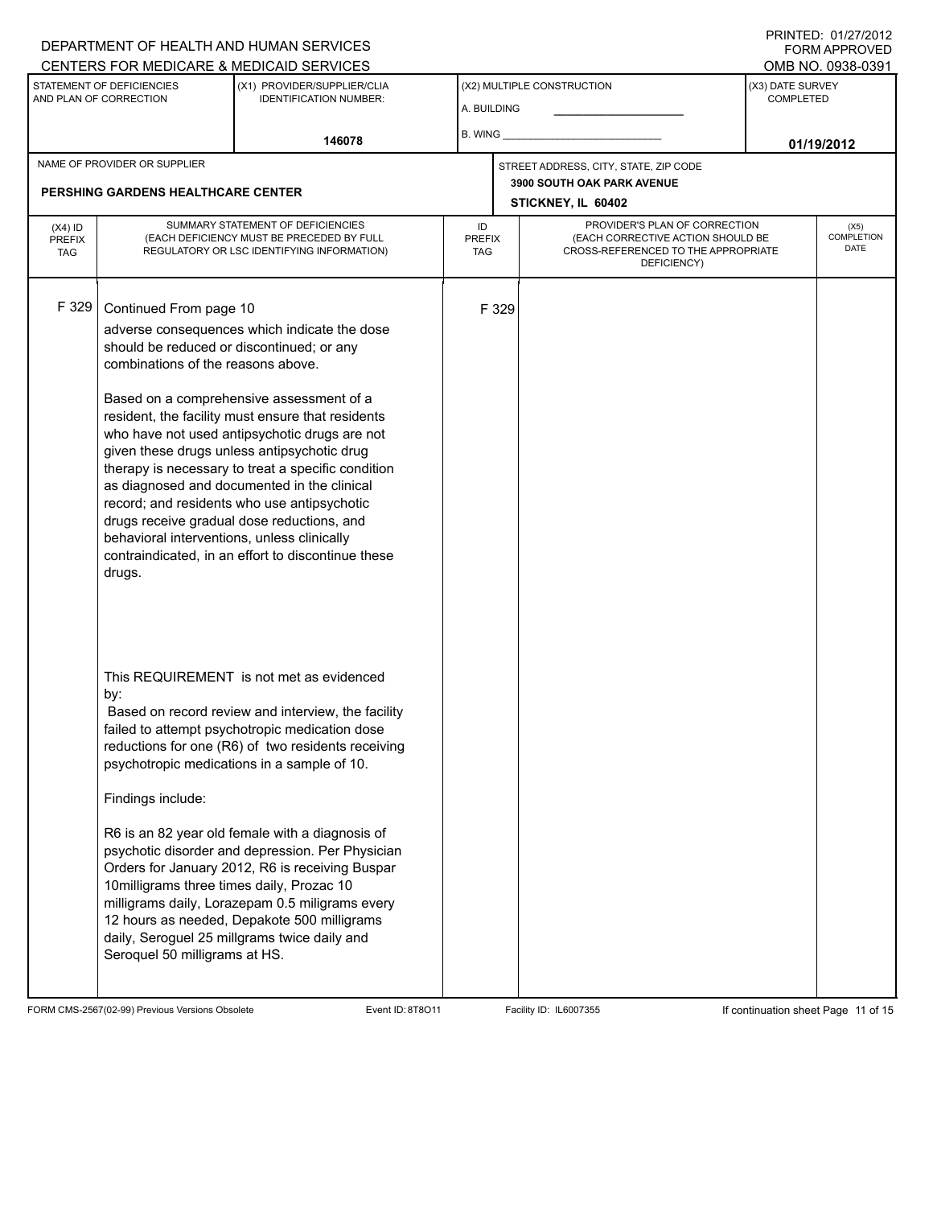DEPARTMENT OF HEALTH AND HUMAN SERVICES
CENTERS FOR MEDICARE & MEDICAID SERVICES

PRINTED: 01/27/2012
FORM APPROVED
OMB NO. 0938-0391

| STATEMENT OF DEFICIENCIES AND PLAN OF CORRECTION | (X1) PROVIDER/SUPPLIER/CLIA IDENTIFICATION NUMBER: | (X2) MULTIPLE CONSTRUCTION | (X3) DATE SURVEY COMPLETED |
|---|---|---|---|
| | 146078 | A. BUILDING<br>B. WING | 01/19/2012 |

| NAME OF PROVIDER OR SUPPLIER | STREET ADDRESS, CITY, STATE, ZIP CODE |
|---|---|
| PERSHING GARDENS HEALTHCARE CENTER | 3900 SOUTH OAK PARK AVENUE<br>STICKNEY, IL 60402 |

| (X4) ID PREFIX TAG | SUMMARY STATEMENT OF DEFICIENCIES (EACH DEFICIENCY MUST BE PRECEDED BY FULL REGULATORY OR LSC IDENTIFYING INFORMATION) | ID PREFIX TAG | PROVIDER'S PLAN OF CORRECTION (EACH CORRECTIVE ACTION SHOULD BE CROSS-REFERENCED TO THE APPROPRIATE DEFICIENCY) | (X5) COMPLETION DATE |
|---|---|---|---|---|
| F 329 | Continued From page 10<br>adverse consequences which indicate the dose should be reduced or discontinued; or any combinations of the reasons above.<br><br>Based on a comprehensive assessment of a resident, the facility must ensure that residents who have not used antipsychotic drugs are not given these drugs unless antipsychotic drug therapy is necessary to treat a specific condition as diagnosed and documented in the clinical record; and residents who use antipsychotic drugs receive gradual dose reductions, and behavioral interventions, unless clinically contraindicated, in an effort to discontinue these drugs.<br><br>This REQUIREMENT is not met as evidenced by:<br>Based on record review and interview, the facility failed to attempt psychotropic medication dose reductions for one (R6) of two residents receiving psychotropic medications in a sample of 10.<br><br>Findings include:<br><br>R6 is an 82 year old female with a diagnosis of psychotic disorder and depression. Per Physician Orders for January 2012, R6 is receiving Buspar 10milligrams three times daily, Prozac 10 milligrams daily, Lorazepam 0.5 miligrams every 12 hours as needed, Depakote 500 milligrams daily, Seroguel 25 millgrams twice daily and Seroquel 50 milligrams at HS. | F 329 | | |

FORM CMS-2567(02-99) Previous Versions Obsolete | Event ID: 8T8O11 | Facility ID: IL6007355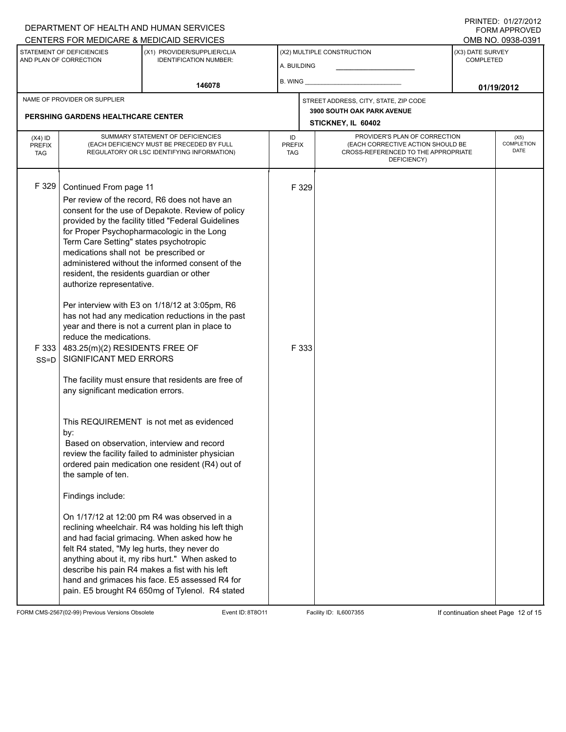DEPARTMENT OF HEALTH AND HUMAN SERVICES
CENTERS FOR MEDICARE & MEDICAID SERVICES

PRINTED: 01/27/2012
FORM APPROVED
OMB NO. 0938-0391

| STATEMENT OF DEFICIENCIES AND PLAN OF CORRECTION | (X1) PROVIDER/SUPPLIER/CLIA IDENTIFICATION NUMBER: | (X2) MULTIPLE CONSTRUCTION | (X3) DATE SURVEY COMPLETED |
|---|---|---|---|
| | 146078 | A. BUILDING B. WING | 01/19/2012 |

NAME OF PROVIDER OR SUPPLIER: **PERSHING GARDENS HEALTHCARE CENTER**

STREET ADDRESS, CITY, STATE, ZIP CODE: **3900 SOUTH OAK PARK AVENUE, STICKNEY, IL 60402**

| (X4) ID PREFIX TAG | SUMMARY STATEMENT OF DEFICIENCIES (EACH DEFICIENCY MUST BE PRECEDED BY FULL REGULATORY OR LSC IDENTIFYING INFORMATION) | ID PREFIX TAG | PROVIDER'S PLAN OF CORRECTION (EACH CORRECTIVE ACTION SHOULD BE CROSS-REFERENCED TO THE APPROPRIATE DEFICIENCY) | (X5) COMPLETION DATE |
|---|---|---|---|---|
| F 329 | Continued From page 11<br>Per review of the record, R6 does not have an consent for the use of Depakote. Review of policy provided by the facility titled "Federal Guidelines for Proper Psychopharmacologic in the Long Term Care Setting" states psychotropic medications shall not be prescribed or administered without the informed consent of the resident, the residents guardian or other authorize representative.<br><br>Per interview with E3 on 1/18/12 at 3:05pm, R6 has not had any medication reductions in the past year and there is not a current plan in place to reduce the medications. | F 329 | | |
| F 333 SS=D | 483.25(m)(2) RESIDENTS FREE OF SIGNIFICANT MED ERRORS<br><br>The facility must ensure that residents are free of any significant medication errors.<br><br>This REQUIREMENT is not met as evidenced by:<br>Based on observation, interview and record review the facility failed to administer physician ordered pain medication one resident (R4) out of the sample of ten.<br><br>Findings include:<br><br>On 1/17/12 at 12:00 pm R4 was observed in a reclining wheelchair. R4 was holding his left thigh and had facial grimacing. When asked how he felt R4 stated, "My leg hurts, they never do anything about it, my ribs hurt." When asked to describe his pain R4 makes a fist with his left hand and grimaces his face. E5 assessed R4 for pain. E5 brought R4 650mg of Tylenol. R4 stated | F 333 | | |

FORM CMS-2567(02-99) Previous Versions Obsolete Event ID: 8T8O11 Facility ID: IL6007355 If continuation sheet Page 12 of 15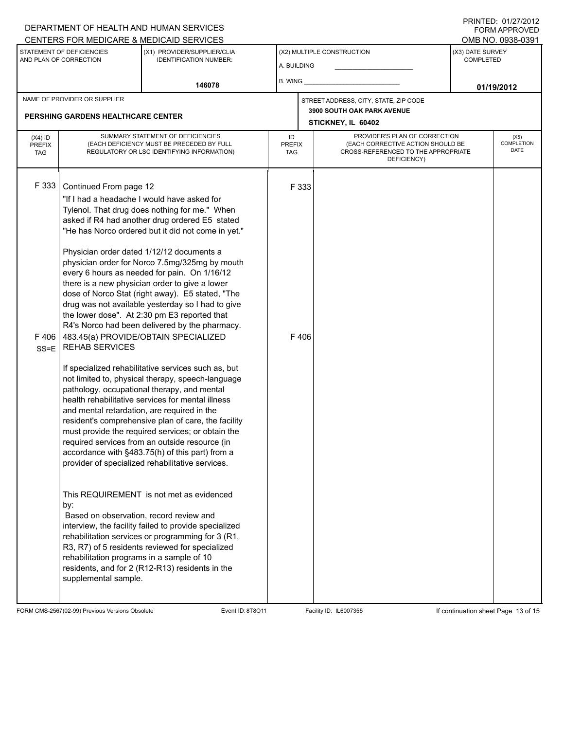DEPARTMENT OF HEALTH AND HUMAN SERVICES
CENTERS FOR MEDICARE & MEDICAID SERVICES

PRINTED: 01/27/2012
FORM APPROVED
OMB NO. 0938-0391

| STATEMENT OF DEFICIENCIES AND PLAN OF CORRECTION | (X1) PROVIDER/SUPPLIER/CLIA IDENTIFICATION NUMBER: | (X2) MULTIPLE CONSTRUCTION | (X3) DATE SURVEY COMPLETED |
|---|---|---|---|
| | 146078 | A. BUILDING<br>B. WING | 01/19/2012 |

NAME OF PROVIDER OR SUPPLIER: PERSHING GARDENS HEALTHCARE CENTER

STREET ADDRESS, CITY, STATE, ZIP CODE: 3900 SOUTH OAK PARK AVENUE, STICKNEY, IL 60402

| (X4) ID PREFIX TAG | SUMMARY STATEMENT OF DEFICIENCIES (EACH DEFICIENCY MUST BE PRECEDED BY FULL REGULATORY OR LSC IDENTIFYING INFORMATION) | ID PREFIX TAG | PROVIDER'S PLAN OF CORRECTION (EACH CORRECTIVE ACTION SHOULD BE CROSS-REFERENCED TO THE APPROPRIATE DEFICIENCY) | (X5) COMPLETION DATE |
|---|---|---|---|---|
| F 333 | Continued From page 12<br>"If I had a headache I would have asked for Tylenol. That drug does nothing for me." When asked if R4 had another drug ordered E5 stated "He has Norco ordered but it did not come in yet."<br><br>Physician order dated 1/12/12 documents a physician order for Norco 7.5mg/325mg by mouth every 6 hours as needed for pain. On 1/16/12 there is a new physician order to give a lower dose of Norco Stat (right away). E5 stated, "The drug was not available yesterday so I had to give the lower dose". At 2:30 pm E3 reported that R4's Norco had been delivered by the pharmacy. | F 333 | | |
| F 406 SS=E | 483.45(a) PROVIDE/OBTAIN SPECIALIZED REHAB SERVICES<br><br>If specialized rehabilitative services such as, but not limited to, physical therapy, speech-language pathology, occupational therapy, and mental health rehabilitative services for mental illness and mental retardation, are required in the resident's comprehensive plan of care, the facility must provide the required services; or obtain the required services from an outside resource (in accordance with §483.75(h) of this part) from a provider of specialized rehabilitative services.<br><br>This REQUIREMENT is not met as evidenced by:<br>Based on observation, record review and interview, the facility failed to provide specialized rehabilitation services or programming for 3 (R1, R3, R7) of 5 residents reviewed for specialized rehabilitation programs in a sample of 10 residents, and for 2 (R12-R13) residents in the supplemental sample. | F 406 | | |

FORM CMS-2567(02-99) Previous Versions Obsolete Event ID: 8T8O11 Facility ID: IL6007355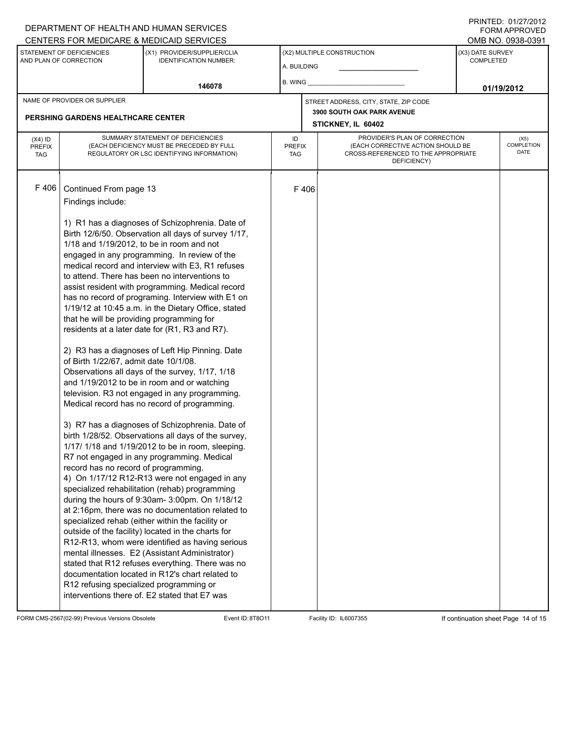DEPARTMENT OF HEALTH AND HUMAN SERVICES
CENTERS FOR MEDICARE & MEDICAID SERVICES

PRINTED: 01/27/2012
FORM APPROVED
OMB NO. 0938-0391

| STATEMENT OF DEFICIENCIES AND PLAN OF CORRECTION | (X1) PROVIDER/SUPPLIER/CLIA IDENTIFICATION NUMBER: | (X2) MULTIPLE CONSTRUCTION | (X3) DATE SURVEY COMPLETED |
|---|---|---|---|
| | 146078 | A. BUILDING<br>B. WING | 01/19/2012 |

| NAME OF PROVIDER OR SUPPLIER | STREET ADDRESS, CITY, STATE, ZIP CODE |
|---|---|
| PERSHING GARDENS HEALTHCARE CENTER | 3900 SOUTH OAK PARK AVENUE<br>STICKNEY, IL 60402 |

| (X4) ID PREFIX TAG | SUMMARY STATEMENT OF DEFICIENCIES (EACH DEFICIENCY MUST BE PRECEDED BY FULL REGULATORY OR LSC IDENTIFYING INFORMATION) | ID PREFIX TAG | PROVIDER'S PLAN OF CORRECTION (EACH CORRECTIVE ACTION SHOULD BE CROSS-REFERENCED TO THE APPROPRIATE DEFICIENCY) | (X5) COMPLETION DATE |
|---|---|---|---|---|
| F 406 | Continued From page 13 | F 406 | | |

Findings include:

1) R1 has a diagnoses of Schizophrenia. Date of Birth 12/6/50. Observation all days of survey 1/17, 1/18 and 1/19/2012, to be in room and not engaged in any programming. In review of the medical record and interview with E3, R1 refuses to attend. There has been no interventions to assist resident with programming. Medical record has no record of programing. Interview with E1 on 1/19/12 at 10:45 a.m. in the Dietary Office, stated that he will be providing programming for residents at a later date for (R1, R3 and R7).

2) R3 has a diagnoses of Left Hip Pinning. Date of Birth 1/22/67, admit date 10/1/08. Observations all days of the survey, 1/17, 1/18 and 1/19/2012 to be in room and or watching television. R3 not engaged in any programming. Medical record has no record of programming.

3) R7 has a diagnoses of Schizophrenia. Date of birth 1/28/52. Observations all days of the survey, 1/17/ 1/18 and 1/19/2012 to be in room, sleeping. R7 not engaged in any programming. Medical record has no record of programming.

4) On 1/17/12 R12-R13 were not engaged in any specialized rehabilitation (rehab) programming during the hours of 9:30am- 3:00pm. On 1/18/12 at 2:16pm, there was no documentation related to specialized rehab (either within the facility or outside of the facility) located in the charts for R12-R13, whom were identified as having serious mental illnesses. E2 (Assistant Administrator) stated that R12 refuses everything. There was no documentation located in R12's chart related to R12 refusing specialized programming or interventions there of. E2 stated that E7 was

FORM CMS-2567(02-99) Previous Versions Obsolete Event ID: 8T8O11 Facility ID: IL6007355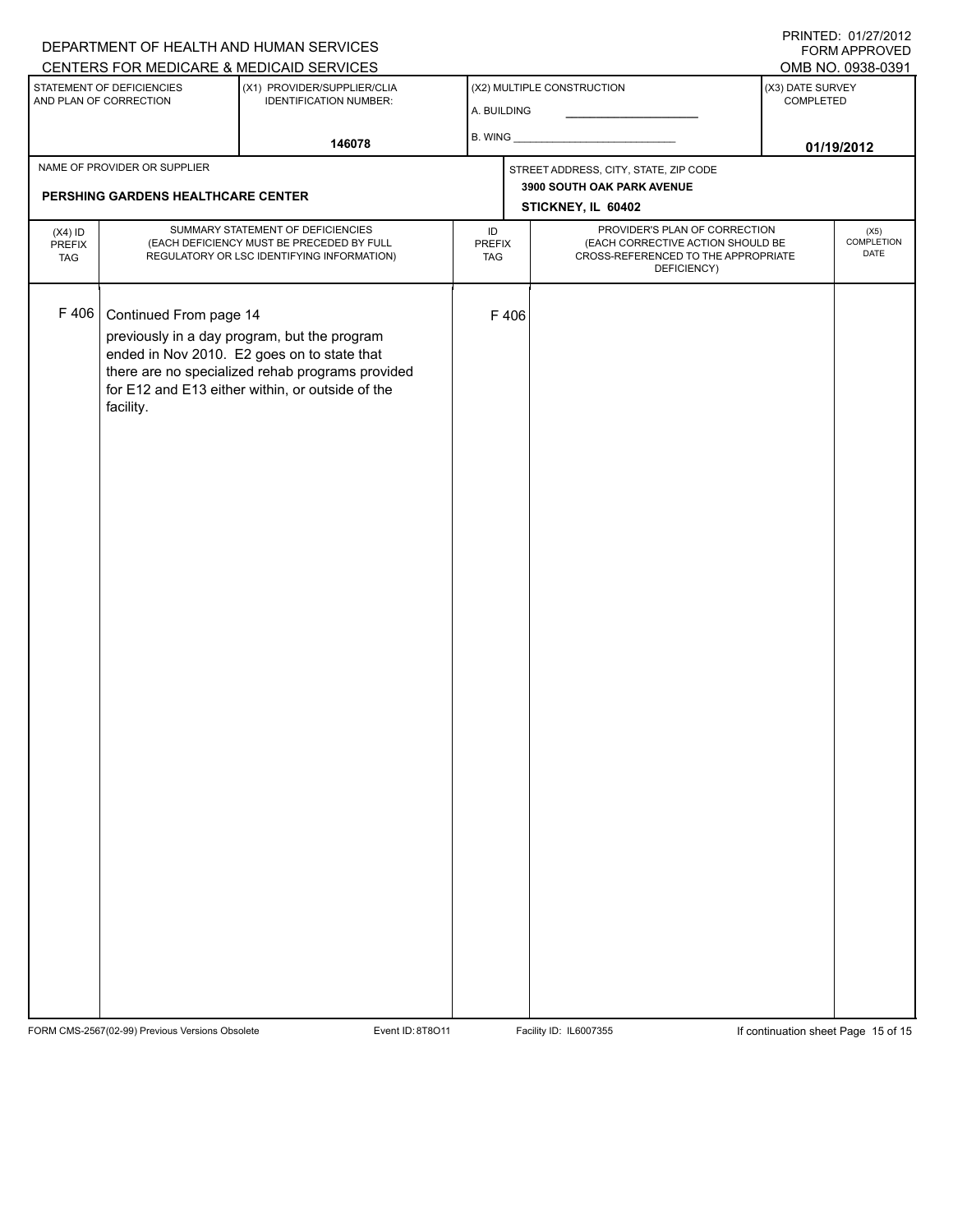DEPARTMENT OF HEALTH AND HUMAN SERVICES
CENTERS FOR MEDICARE & MEDICAID SERVICES

PRINTED: 01/27/2012
FORM APPROVED
OMB NO. 0938-0391

| STATEMENT OF DEFICIENCIES AND PLAN OF CORRECTION | (X1) PROVIDER/SUPPLIER/CLIA IDENTIFICATION NUMBER: | (X2) MULTIPLE CONSTRUCTION | (X3) DATE SURVEY COMPLETED |
|---|---|---|---|
| | 146078 | A. BUILDING<br>B. WING | 01/19/2012 |

| NAME OF PROVIDER OR SUPPLIER | STREET ADDRESS, CITY, STATE, ZIP CODE |
|---|---|
| PERSHING GARDENS HEALTHCARE CENTER | 3900 SOUTH OAK PARK AVENUE<br>STICKNEY, IL 60402 |

| (X4) ID PREFIX TAG | SUMMARY STATEMENT OF DEFICIENCIES (EACH DEFICIENCY MUST BE PRECEDED BY FULL REGULATORY OR LSC IDENTIFYING INFORMATION) | ID PREFIX TAG | PROVIDER'S PLAN OF CORRECTION (EACH CORRECTIVE ACTION SHOULD BE CROSS-REFERENCED TO THE APPROPRIATE DEFICIENCY) | (X5) COMPLETION DATE |
|---|---|---|---|---|
| F 406 | Continued From page 14<br>previously in a day program, but the program ended in Nov 2010. E2 goes on to state that there are no specialized rehab programs provided for E12 and E13 either within, or outside of the facility. | F 406 | | |

FORM CMS-2567(02-99) Previous Versions Obsolete Event ID: 8T8O11 Facility ID: IL6007355